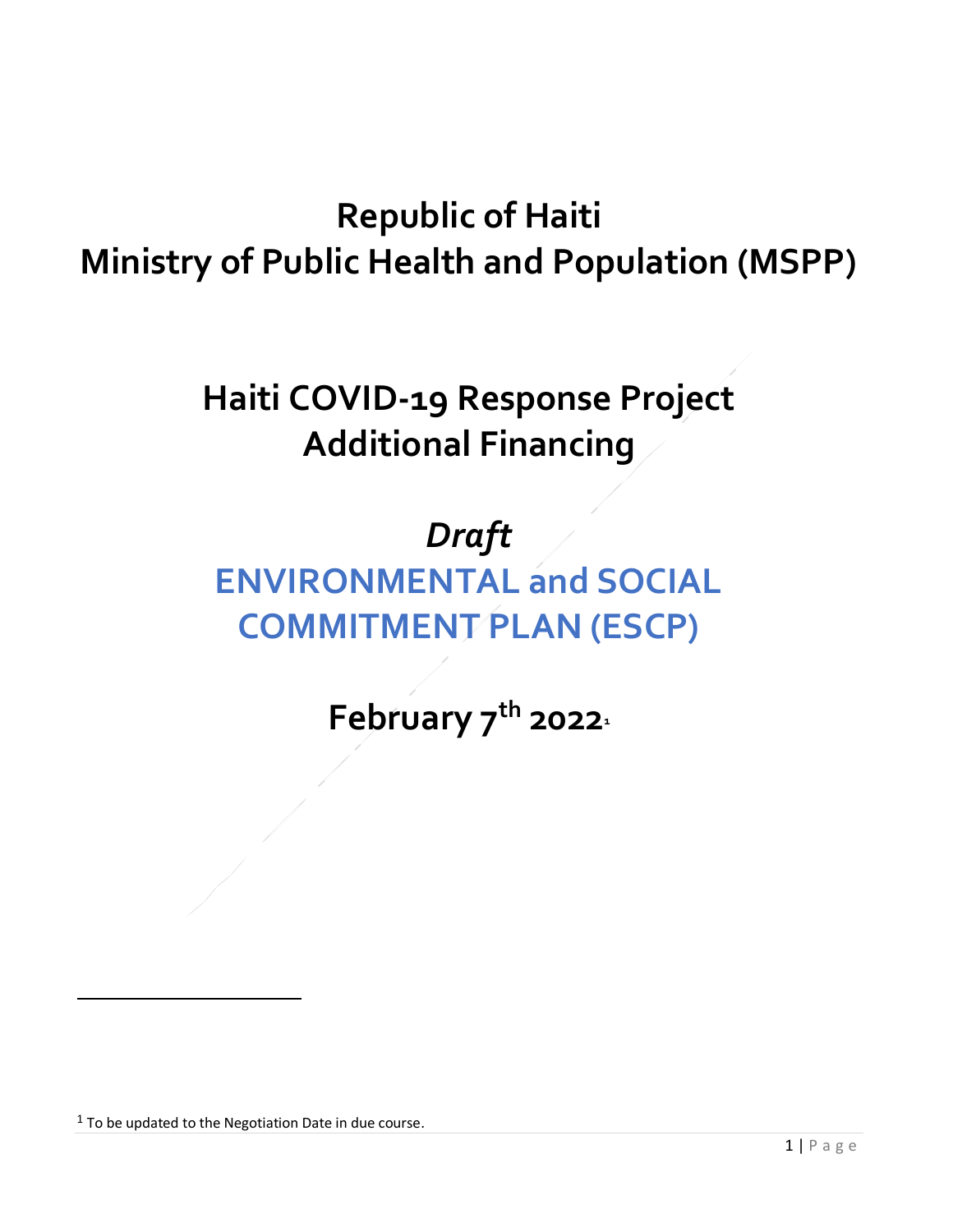# Republic of Haiti
# Ministry of Public Health and Population (MSPP)

## Haiti COVID-19 Response Project
## Additional Financing

## *Draft*
## ENVIRONMENTAL and SOCIAL COMMITMENT PLAN (ESCP)

## February 7th 2022[1]

---

[1] To be updated to the Negotiation Date in due course.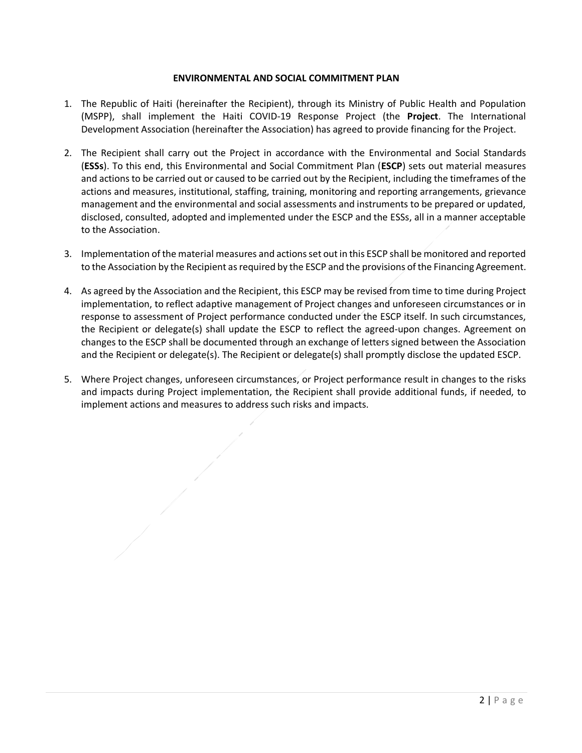## ENVIRONMENTAL AND SOCIAL COMMITMENT PLAN

1. The Republic of Haiti (hereinafter the Recipient), through its Ministry of Public Health and Population (MSPP), shall implement the Haiti COVID-19 Response Project (the **Project**. The International Development Association (hereinafter the Association) has agreed to provide financing for the Project.

2. The Recipient shall carry out the Project in accordance with the Environmental and Social Standards (**ESSs**). To this end, this Environmental and Social Commitment Plan (**ESCP**) sets out material measures and actions to be carried out or caused to be carried out by the Recipient, including the timeframes of the actions and measures, institutional, staffing, training, monitoring and reporting arrangements, grievance management and the environmental and social assessments and instruments to be prepared or updated, disclosed, consulted, adopted and implemented under the ESCP and the ESSs, all in a manner acceptable to the Association.

3. Implementation of the material measures and actions set out in this ESCP shall be monitored and reported to the Association by the Recipient as required by the ESCP and the provisions of the Financing Agreement.

4. As agreed by the Association and the Recipient, this ESCP may be revised from time to time during Project implementation, to reflect adaptive management of Project changes and unforeseen circumstances or in response to assessment of Project performance conducted under the ESCP itself. In such circumstances, the Recipient or delegate(s) shall update the ESCP to reflect the agreed-upon changes. Agreement on changes to the ESCP shall be documented through an exchange of letters signed between the Association and the Recipient or delegate(s). The Recipient or delegate(s) shall promptly disclose the updated ESCP.

5. Where Project changes, unforeseen circumstances, or Project performance result in changes to the risks and impacts during Project implementation, the Recipient shall provide additional funds, if needed, to implement actions and measures to address such risks and impacts.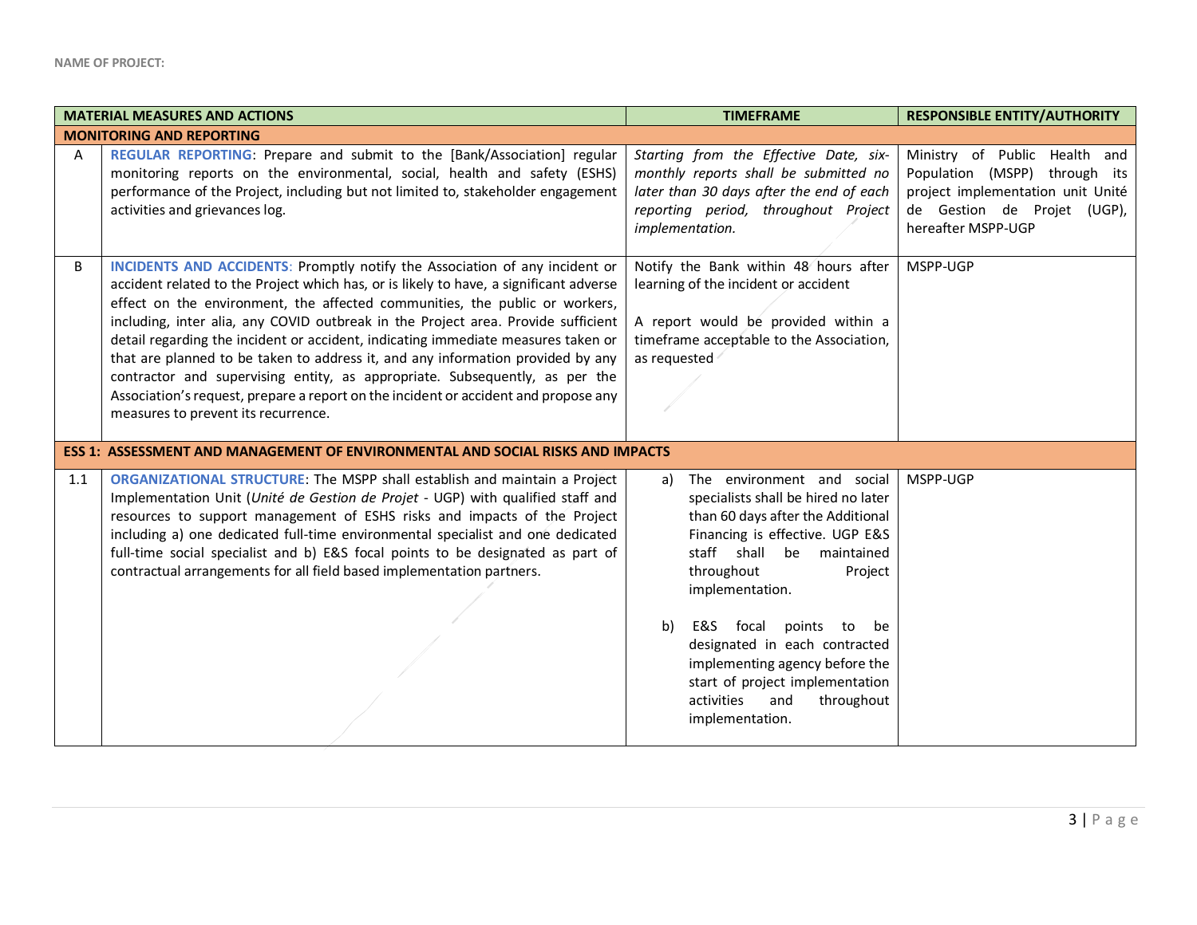NAME OF PROJECT:

| | MATERIAL MEASURES AND ACTIONS | TIMEFRAME | RESPONSIBLE ENTITY/AUTHORITY |
|---|---|---|---|
| **MONITORING AND REPORTING** | | | |
| A | **REGULAR REPORTING**: Prepare and submit to the [Bank/Association] regular monitoring reports on the environmental, social, health and safety (ESHS) performance of the Project, including but not limited to, stakeholder engagement activities and grievances log. | *Starting from the Effective Date, six-monthly reports shall be submitted no later than 30 days after the end of each reporting period, throughout Project implementation.* | Ministry of Public Health and Population (MSPP) through its project implementation unit Unité de Gestion de Projet (UGP), hereafter MSPP-UGP |
| B | **INCIDENTS AND ACCIDENTS**: Promptly notify the Association of any incident or accident related to the Project which has, or is likely to have, a significant adverse effect on the environment, the affected communities, the public or workers, including, inter alia, any COVID outbreak in the Project area. Provide sufficient detail regarding the incident or accident, indicating immediate measures taken or that are planned to be taken to address it, and any information provided by any contractor and supervising entity, as appropriate. Subsequently, as per the Association's request, prepare a report on the incident or accident and propose any measures to prevent its recurrence. | Notify the Bank within 48 hours after learning of the incident or accident<br><br>A report would be provided within a timeframe acceptable to the Association, as requested | MSPP-UGP |
| **ESS 1: ASSESSMENT AND MANAGEMENT OF ENVIRONMENTAL AND SOCIAL RISKS AND IMPACTS** | | | |
| 1.1 | **ORGANIZATIONAL STRUCTURE**: The MSPP shall establish and maintain a Project Implementation Unit (*Unité de Gestion de Projet* - UGP) with qualified staff and resources to support management of ESHS risks and impacts of the Project including a) one dedicated full-time environmental specialist and one dedicated full-time social specialist and b) E&S focal points to be designated as part of contractual arrangements for all field based implementation partners. | a) The environment and social specialists shall be hired no later than 60 days after the Additional Financing is effective. UGP E&S staff shall be maintained throughout Project implementation.<br><br>b) E&S focal points to be designated in each contracted implementing agency before the start of project implementation activities and throughout implementation. | MSPP-UGP |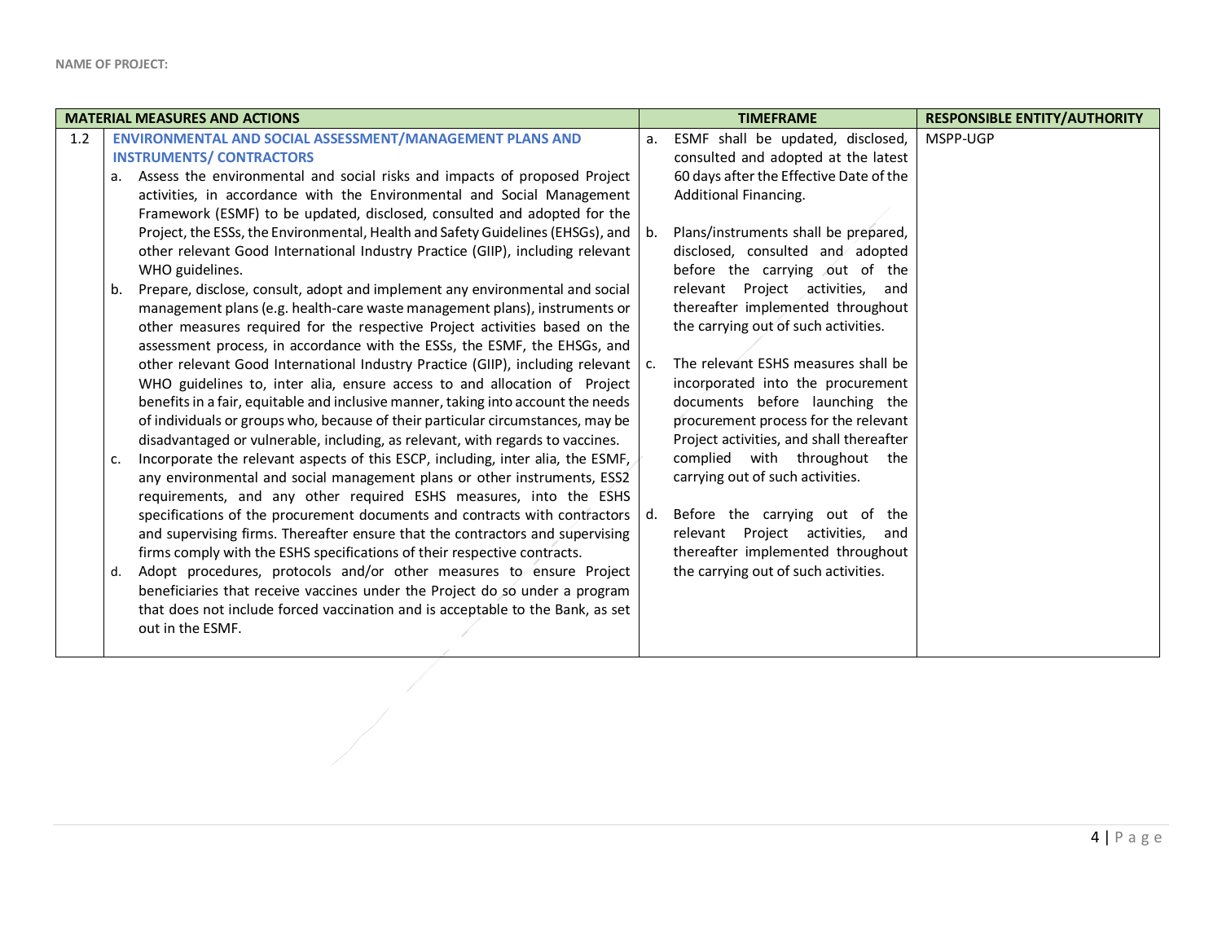| | MATERIAL MEASURES AND ACTIONS | TIMEFRAME | RESPONSIBLE ENTITY/AUTHORITY |
|---|---|---|---|
| 1.2 | **ENVIRONMENTAL AND SOCIAL ASSESSMENT/MANAGEMENT PLANS AND INSTRUMENTS/ CONTRACTORS**<br>a. Assess the environmental and social risks and impacts of proposed Project activities, in accordance with the Environmental and Social Management Framework (ESMF) to be updated, disclosed, consulted and adopted for the Project, the ESSs, the Environmental, Health and Safety Guidelines (EHSGs), and other relevant Good International Industry Practice (GIIP), including relevant WHO guidelines.<br>b. Prepare, disclose, consult, adopt and implement any environmental and social management plans (e.g. health-care waste management plans), instruments or other measures required for the respective Project activities based on the assessment process, in accordance with the ESSs, the ESMF, the EHSGs, and other relevant Good International Industry Practice (GIIP), including relevant WHO guidelines to, inter alia, ensure access to and allocation of Project benefits in a fair, equitable and inclusive manner, taking into account the needs of individuals or groups who, because of their particular circumstances, may be disadvantaged or vulnerable, including, as relevant, with regards to vaccines.<br>c. Incorporate the relevant aspects of this ESCP, including, inter alia, the ESMF, any environmental and social management plans or other instruments, ESS2 requirements, and any other required ESHS measures, into the ESHS specifications of the procurement documents and contracts with contractors and supervising firms. Thereafter ensure that the contractors and supervising firms comply with the ESHS specifications of their respective contracts.<br>d. Adopt procedures, protocols and/or other measures to ensure Project beneficiaries that receive vaccines under the Project do so under a program that does not include forced vaccination and is acceptable to the Bank, as set out in the ESMF. | a. ESMF shall be updated, disclosed, consulted and adopted at the latest 60 days after the Effective Date of the Additional Financing.<br>b. Plans/instruments shall be prepared, disclosed, consulted and adopted before the carrying out of the relevant Project activities, and thereafter implemented throughout the carrying out of such activities.<br>c. The relevant ESHS measures shall be incorporated into the procurement documents before launching the procurement process for the relevant Project activities, and shall thereafter complied with throughout the carrying out of such activities.<br>d. Before the carrying out of the relevant Project activities, and thereafter implemented throughout the carrying out of such activities. | MSPP-UGP |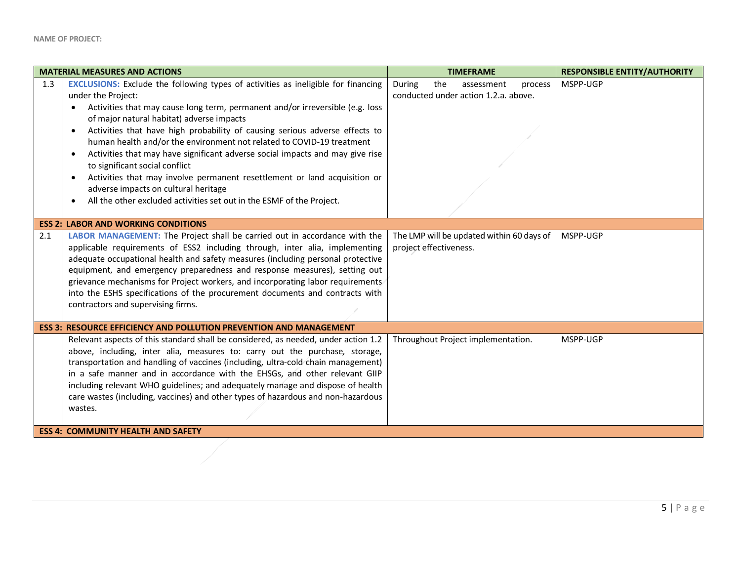| | MATERIAL MEASURES AND ACTIONS | TIMEFRAME | RESPONSIBLE ENTITY/AUTHORITY |
|---|---|---|---|
| 1.3 | **EXCLUSIONS:** Exclude the following types of activities as ineligible for financing under the Project:<br>• Activities that may cause long term, permanent and/or irreversible (e.g. loss of major natural habitat) adverse impacts<br>• Activities that have high probability of causing serious adverse effects to human health and/or the environment not related to COVID-19 treatment<br>• Activities that may have significant adverse social impacts and may give rise to significant social conflict<br>• Activities that may involve permanent resettlement or land acquisition or adverse impacts on cultural heritage<br>• All the other excluded activities set out in the ESMF of the Project. | During the assessment process conducted under action 1.2.a. above. | MSPP-UGP |
| **ESS 2: LABOR AND WORKING CONDITIONS** | | | |
| 2.1 | **LABOR MANAGEMENT:** The Project shall be carried out in accordance with the applicable requirements of ESS2 including through, inter alia, implementing adequate occupational health and safety measures (including personal protective equipment, and emergency preparedness and response measures), setting out grievance mechanisms for Project workers, and incorporating labor requirements into the ESHS specifications of the procurement documents and contracts with contractors and supervising firms. | The LMP will be updated within 60 days of project effectiveness. | MSPP-UGP |
| **ESS 3: RESOURCE EFFICIENCY AND POLLUTION PREVENTION AND MANAGEMENT** | | | |
| | Relevant aspects of this standard shall be considered, as needed, under action 1.2 above, including, inter alia, measures to: carry out the purchase, storage, transportation and handling of vaccines (including, ultra-cold chain management) in a safe manner and in accordance with the EHSGs, and other relevant GIIP including relevant WHO guidelines; and adequately manage and dispose of health care wastes (including, vaccines) and other types of hazardous and non-hazardous wastes. | Throughout Project implementation. | MSPP-UGP |
| **ESS 4: COMMUNITY HEALTH AND SAFETY** | | | |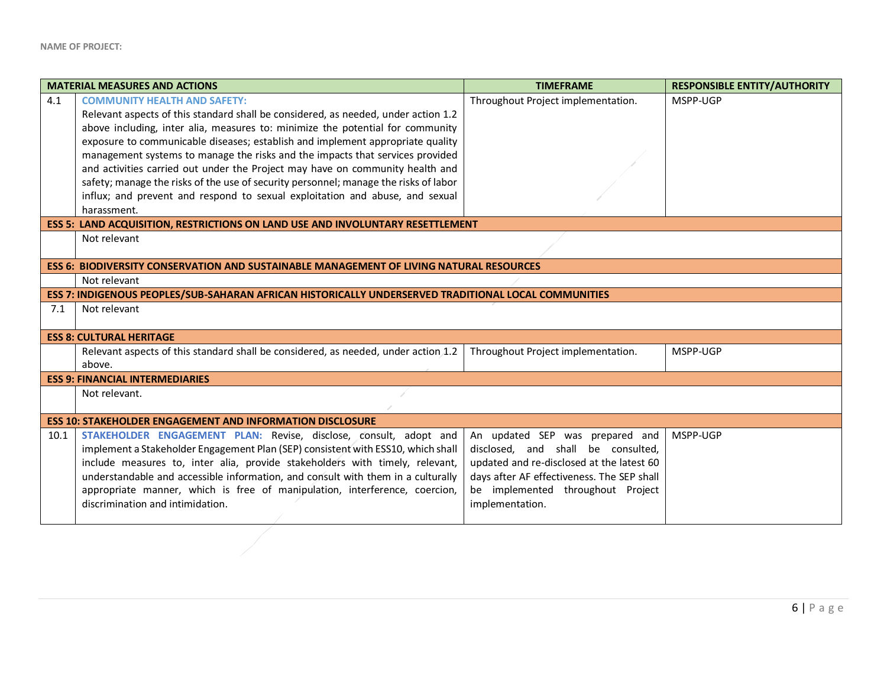NAME OF PROJECT:

| MATERIAL MEASURES AND ACTIONS | | TIMEFRAME | RESPONSIBLE ENTITY/AUTHORITY |
|---|---|---|---|
| 4.1 | **COMMUNITY HEALTH AND SAFETY:** Relevant aspects of this standard shall be considered, as needed, under action 1.2 above including, inter alia, measures to: minimize the potential for community exposure to communicable diseases; establish and implement appropriate quality management systems to manage the risks and the impacts that services provided and activities carried out under the Project may have on community health and safety; manage the risks of the use of security personnel; manage the risks of labor influx; and prevent and respond to sexual exploitation and abuse, and sexual harassment. | Throughout Project implementation. | MSPP-UGP |
| **ESS 5: LAND ACQUISITION, RESTRICTIONS ON LAND USE AND INVOLUNTARY RESETTLEMENT** | | | |
| | Not relevant | | |
| **ESS 6: BIODIVERSITY CONSERVATION AND SUSTAINABLE MANAGEMENT OF LIVING NATURAL RESOURCES** | | | |
| | Not relevant | | |
| **ESS 7: INDIGENOUS PEOPLES/SUB-SAHARAN AFRICAN HISTORICALLY UNDERSERVED TRADITIONAL LOCAL COMMUNITIES** | | | |
| 7.1 | Not relevant | | |
| **ESS 8: CULTURAL HERITAGE** | | | |
| | Relevant aspects of this standard shall be considered, as needed, under action 1.2 above. | Throughout Project implementation. | MSPP-UGP |
| **ESS 9: FINANCIAL INTERMEDIARIES** | | | |
| | Not relevant. | | |
| **ESS 10: STAKEHOLDER ENGAGEMENT AND INFORMATION DISCLOSURE** | | | |
| 10.1 | **STAKEHOLDER ENGAGEMENT PLAN:** Revise, disclose, consult, adopt and implement a Stakeholder Engagement Plan (SEP) consistent with ESS10, which shall include measures to, inter alia, provide stakeholders with timely, relevant, understandable and accessible information, and consult with them in a culturally appropriate manner, which is free of manipulation, interference, coercion, discrimination and intimidation. | An updated SEP was prepared and disclosed, and shall be consulted, updated and re-disclosed at the latest 60 days after AF effectiveness. The SEP shall be implemented throughout Project implementation. | MSPP-UGP |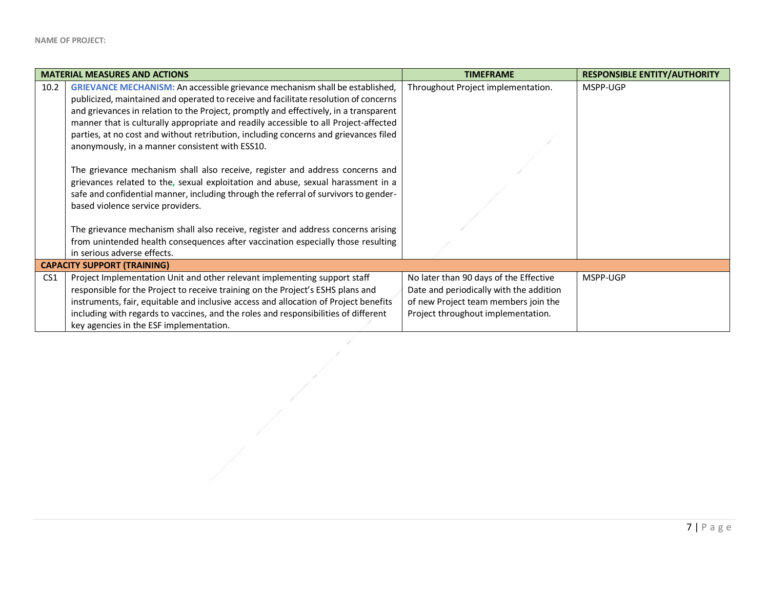| MATERIAL MEASURES AND ACTIONS | | TIMEFRAME | RESPONSIBLE ENTITY/AUTHORITY |
|---|---|---|---|
| 10.2 | **GRIEVANCE MECHANISM:** An accessible grievance mechanism shall be established, publicized, maintained and operated to receive and facilitate resolution of concerns and grievances in relation to the Project, promptly and effectively, in a transparent manner that is culturally appropriate and readily accessible to all Project-affected parties, at no cost and without retribution, including concerns and grievances filed anonymously, in a manner consistent with ESS10.<br><br>The grievance mechanism shall also receive, register and address concerns and grievances related to the, sexual exploitation and abuse, sexual harassment in a safe and confidential manner, including through the referral of survivors to gender-based violence service providers.<br><br>The grievance mechanism shall also receive, register and address concerns arising from unintended health consequences after vaccination especially those resulting in serious adverse effects. | Throughout Project implementation. | MSPP-UGP |
| **CAPACITY SUPPORT (TRAINING)** | | | |
| CS1 | Project Implementation Unit and other relevant implementing support staff responsible for the Project to receive training on the Project's ESHS plans and instruments, fair, equitable and inclusive access and allocation of Project benefits including with regards to vaccines, and the roles and responsibilities of different key agencies in the ESF implementation. | No later than 90 days of the Effective Date and periodically with the addition of new Project team members join the Project throughout implementation. | MSPP-UGP |